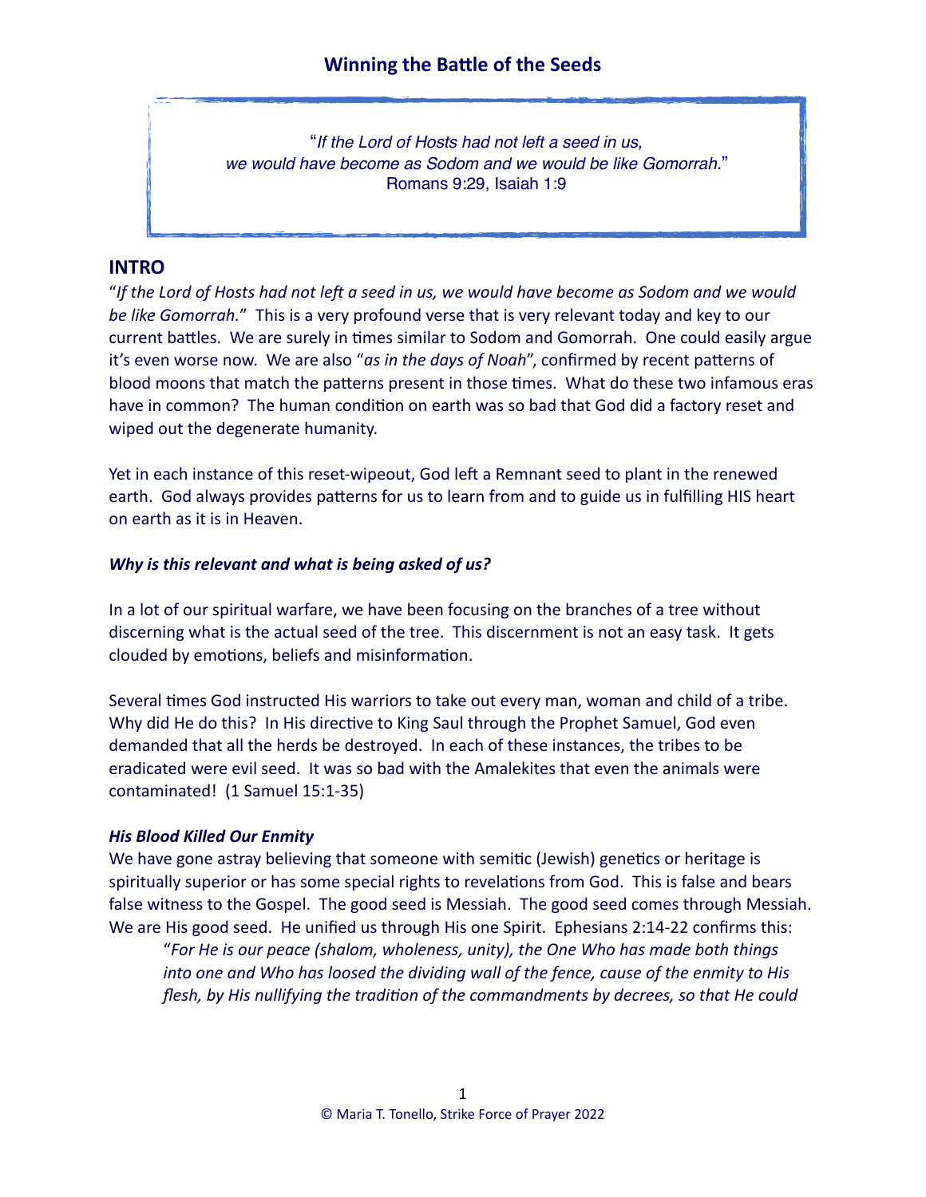# Winning the Battle of the Seeds

> "*If the Lord of Hosts had not left a seed in us,*
> *we would have become as Sodom and we would be like Gomorrah.*"
> Romans 9:29, Isaiah 1:9

## INTRO

"*If the Lord of Hosts had not left a seed in us, we would have become as Sodom and we would be like Gomorrah.*" This is a very profound verse that is very relevant today and key to our current battles. We are surely in times similar to Sodom and Gomorrah. One could easily argue it's even worse now. We are also "*as in the days of Noah*", confirmed by recent patterns of blood moons that match the patterns present in those times. What do these two infamous eras have in common? The human condition on earth was so bad that God did a factory reset and wiped out the degenerate humanity.

Yet in each instance of this reset-wipeout, God left a Remnant seed to plant in the renewed earth. God always provides patterns for us to learn from and to guide us in fulfilling HIS heart on earth as it is in Heaven.

***Why is this relevant and what is being asked of us?***

In a lot of our spiritual warfare, we have been focusing on the branches of a tree without discerning what is the actual seed of the tree. This discernment is not an easy task. It gets clouded by emotions, beliefs and misinformation.

Several times God instructed His warriors to take out every man, woman and child of a tribe. Why did He do this? In His directive to King Saul through the Prophet Samuel, God even demanded that all the herds be destroyed. In each of these instances, the tribes to be eradicated were evil seed. It was so bad with the Amalekites that even the animals were contaminated! (1 Samuel 15:1-35)

***His Blood Killed Our Enmity***

We have gone astray believing that someone with semitic (Jewish) genetics or heritage is spiritually superior or has some special rights to revelations from God. This is false and bears false witness to the Gospel. The good seed is Messiah. The good seed comes through Messiah. We are His good seed. He unified us through His one Spirit. Ephesians 2:14-22 confirms this:

> "*For He is our peace (shalom, wholeness, unity), the One Who has made both things into one and Who has loosed the dividing wall of the fence, cause of the enmity to His flesh, by His nullifying the tradition of the commandments by decrees, so that He could*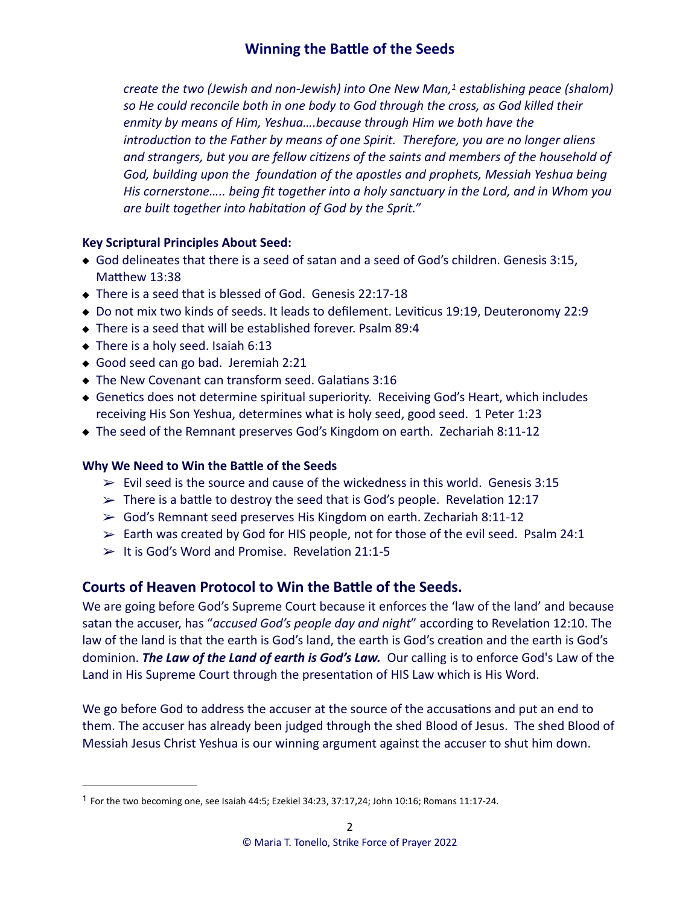*create the two (Jewish and non-Jewish) into One New Man,[1] establishing peace (shalom) so He could reconcile both in one body to God through the cross, as God killed their enmity by means of Him, Yeshua….because through Him we both have the introduction to the Father by means of one Spirit. Therefore, you are no longer aliens and strangers, but you are fellow citizens of the saints and members of the household of God, building upon the foundation of the apostles and prophets, Messiah Yeshua being His cornerstone….. being fit together into a holy sanctuary in the Lord, and in Whom you are built together into habitation of God by the Sprit."*

**Key Scriptural Principles About Seed:**

- God delineates that there is a seed of satan and a seed of God's children. Genesis 3:15, Matthew 13:38
- There is a seed that is blessed of God. Genesis 22:17-18
- Do not mix two kinds of seeds. It leads to defilement. Leviticus 19:19, Deuteronomy 22:9
- There is a seed that will be established forever. Psalm 89:4
- There is a holy seed. Isaiah 6:13
- Good seed can go bad. Jeremiah 2:21
- The New Covenant can transform seed. Galatians 3:16
- Genetics does not determine spiritual superiority. Receiving God's Heart, which includes receiving His Son Yeshua, determines what is holy seed, good seed. 1 Peter 1:23
- The seed of the Remnant preserves God's Kingdom on earth. Zechariah 8:11-12

**Why We Need to Win the Battle of the Seeds**

- Evil seed is the source and cause of the wickedness in this world. Genesis 3:15
- There is a battle to destroy the seed that is God's people. Revelation 12:17
- God's Remnant seed preserves His Kingdom on earth. Zechariah 8:11-12
- Earth was created by God for HIS people, not for those of the evil seed. Psalm 24:1
- It is God's Word and Promise. Revelation 21:1-5

## Courts of Heaven Protocol to Win the Battle of the Seeds.

We are going before God's Supreme Court because it enforces the 'law of the land' and because satan the accuser, has "*accused God's people day and night*" according to Revelation 12:10. The law of the land is that the earth is God's land, the earth is God's creation and the earth is God's dominion. ***The Law of the Land of earth is God's Law.*** Our calling is to enforce God's Law of the Land in His Supreme Court through the presentation of HIS Law which is His Word.

We go before God to address the accuser at the source of the accusations and put an end to them. The accuser has already been judged through the shed Blood of Jesus. The shed Blood of Messiah Jesus Christ Yeshua is our winning argument against the accuser to shut him down.

---

[1] For the two becoming one, see Isaiah 44:5; Ezekiel 34:23, 37:17,24; John 10:16; Romans 11:17-24.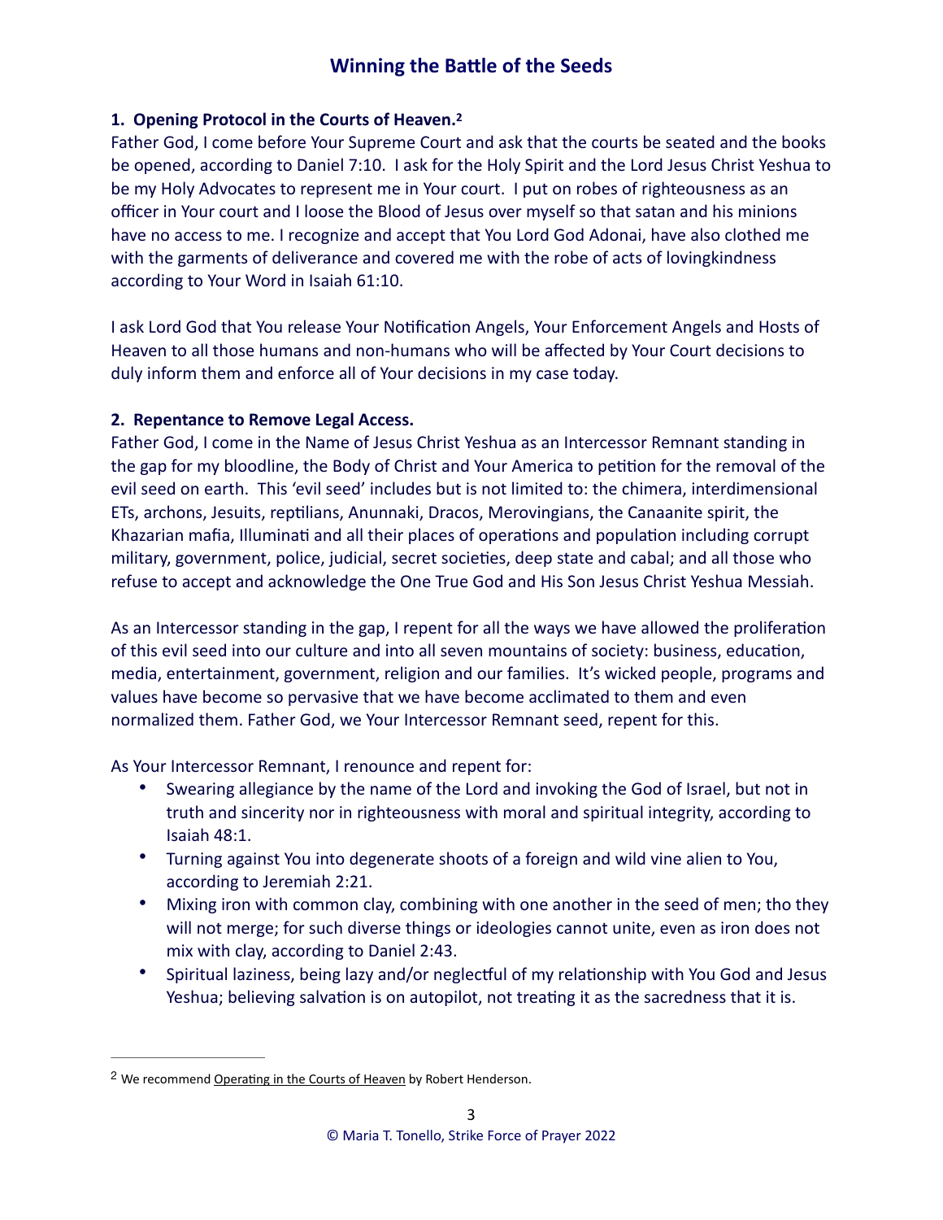# Winning the Battle of the Seeds

**1. Opening Protocol in the Courts of Heaven.**[2]

Father God, I come before Your Supreme Court and ask that the courts be seated and the books be opened, according to Daniel 7:10. I ask for the Holy Spirit and the Lord Jesus Christ Yeshua to be my Holy Advocates to represent me in Your court. I put on robes of righteousness as an officer in Your court and I loose the Blood of Jesus over myself so that satan and his minions have no access to me. I recognize and accept that You Lord God Adonai, have also clothed me with the garments of deliverance and covered me with the robe of acts of lovingkindness according to Your Word in Isaiah 61:10.

I ask Lord God that You release Your Notification Angels, Your Enforcement Angels and Hosts of Heaven to all those humans and non-humans who will be affected by Your Court decisions to duly inform them and enforce all of Your decisions in my case today.

**2. Repentance to Remove Legal Access.**

Father God, I come in the Name of Jesus Christ Yeshua as an Intercessor Remnant standing in the gap for my bloodline, the Body of Christ and Your America to petition for the removal of the evil seed on earth. This 'evil seed' includes but is not limited to: the chimera, interdimensional ETs, archons, Jesuits, reptilians, Anunnaki, Dracos, Merovingians, the Canaanite spirit, the Khazarian mafia, Illuminati and all their places of operations and population including corrupt military, government, police, judicial, secret societies, deep state and cabal; and all those who refuse to accept and acknowledge the One True God and His Son Jesus Christ Yeshua Messiah.

As an Intercessor standing in the gap, I repent for all the ways we have allowed the proliferation of this evil seed into our culture and into all seven mountains of society: business, education, media, entertainment, government, religion and our families. It's wicked people, programs and values have become so pervasive that we have become acclimated to them and even normalized them. Father God, we Your Intercessor Remnant seed, repent for this.

As Your Intercessor Remnant, I renounce and repent for:

- Swearing allegiance by the name of the Lord and invoking the God of Israel, but not in truth and sincerity nor in righteousness with moral and spiritual integrity, according to Isaiah 48:1.
- Turning against You into degenerate shoots of a foreign and wild vine alien to You, according to Jeremiah 2:21.
- Mixing iron with common clay, combining with one another in the seed of men; tho they will not merge; for such diverse things or ideologies cannot unite, even as iron does not mix with clay, according to Daniel 2:43.
- Spiritual laziness, being lazy and/or neglectful of my relationship with You God and Jesus Yeshua; believing salvation is on autopilot, not treating it as the sacredness that it is.

---

[2] We recommend Operating in the Courts of Heaven by Robert Henderson.

© Maria T. Tonello, Strike Force of Prayer 2022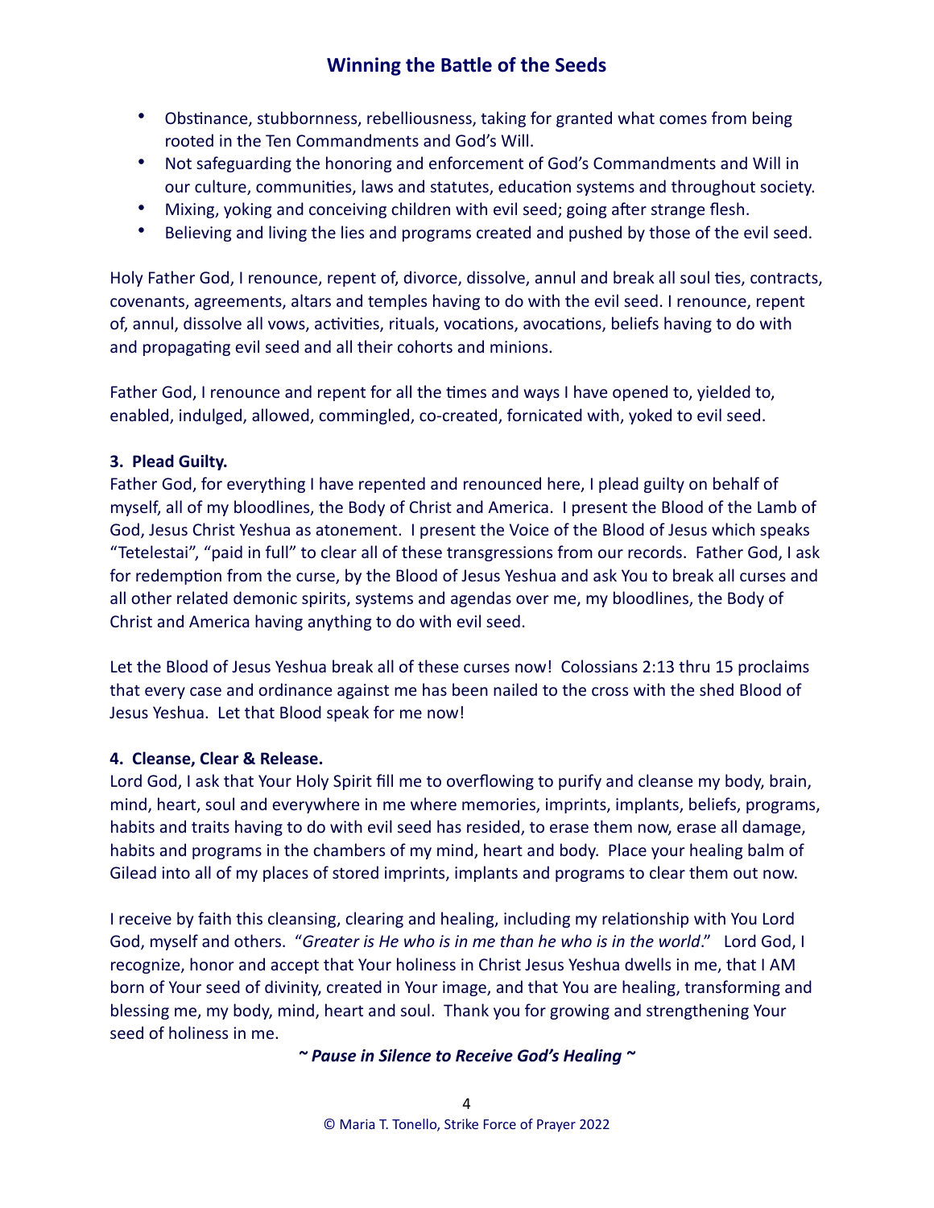- Obstinance, stubbornness, rebelliousness, taking for granted what comes from being rooted in the Ten Commandments and God's Will.
- Not safeguarding the honoring and enforcement of God's Commandments and Will in our culture, communities, laws and statutes, education systems and throughout society.
- Mixing, yoking and conceiving children with evil seed; going after strange flesh.
- Believing and living the lies and programs created and pushed by those of the evil seed.

Holy Father God, I renounce, repent of, divorce, dissolve, annul and break all soul ties, contracts, covenants, agreements, altars and temples having to do with the evil seed. I renounce, repent of, annul, dissolve all vows, activities, rituals, vocations, avocations, beliefs having to do with and propagating evil seed and all their cohorts and minions.

Father God, I renounce and repent for all the times and ways I have opened to, yielded to, enabled, indulged, allowed, commingled, co-created, fornicated with, yoked to evil seed.

**3. Plead Guilty.**
Father God, for everything I have repented and renounced here, I plead guilty on behalf of myself, all of my bloodlines, the Body of Christ and America. I present the Blood of the Lamb of God, Jesus Christ Yeshua as atonement. I present the Voice of the Blood of Jesus which speaks "Tetelestai", "paid in full" to clear all of these transgressions from our records. Father God, I ask for redemption from the curse, by the Blood of Jesus Yeshua and ask You to break all curses and all other related demonic spirits, systems and agendas over me, my bloodlines, the Body of Christ and America having anything to do with evil seed.

Let the Blood of Jesus Yeshua break all of these curses now! Colossians 2:13 thru 15 proclaims that every case and ordinance against me has been nailed to the cross with the shed Blood of Jesus Yeshua. Let that Blood speak for me now!

**4. Cleanse, Clear & Release.**
Lord God, I ask that Your Holy Spirit fill me to overflowing to purify and cleanse my body, brain, mind, heart, soul and everywhere in me where memories, imprints, implants, beliefs, programs, habits and traits having to do with evil seed has resided, to erase them now, erase all damage, habits and programs in the chambers of my mind, heart and body. Place your healing balm of Gilead into all of my places of stored imprints, implants and programs to clear them out now.

I receive by faith this cleansing, clearing and healing, including my relationship with You Lord God, myself and others. "*Greater is He who is in me than he who is in the world*." Lord God, I recognize, honor and accept that Your holiness in Christ Jesus Yeshua dwells in me, that I AM born of Your seed of divinity, created in Your image, and that You are healing, transforming and blessing me, my body, mind, heart and soul. Thank you for growing and strengthening Your seed of holiness in me.

***~ Pause in Silence to Receive God's Healing ~***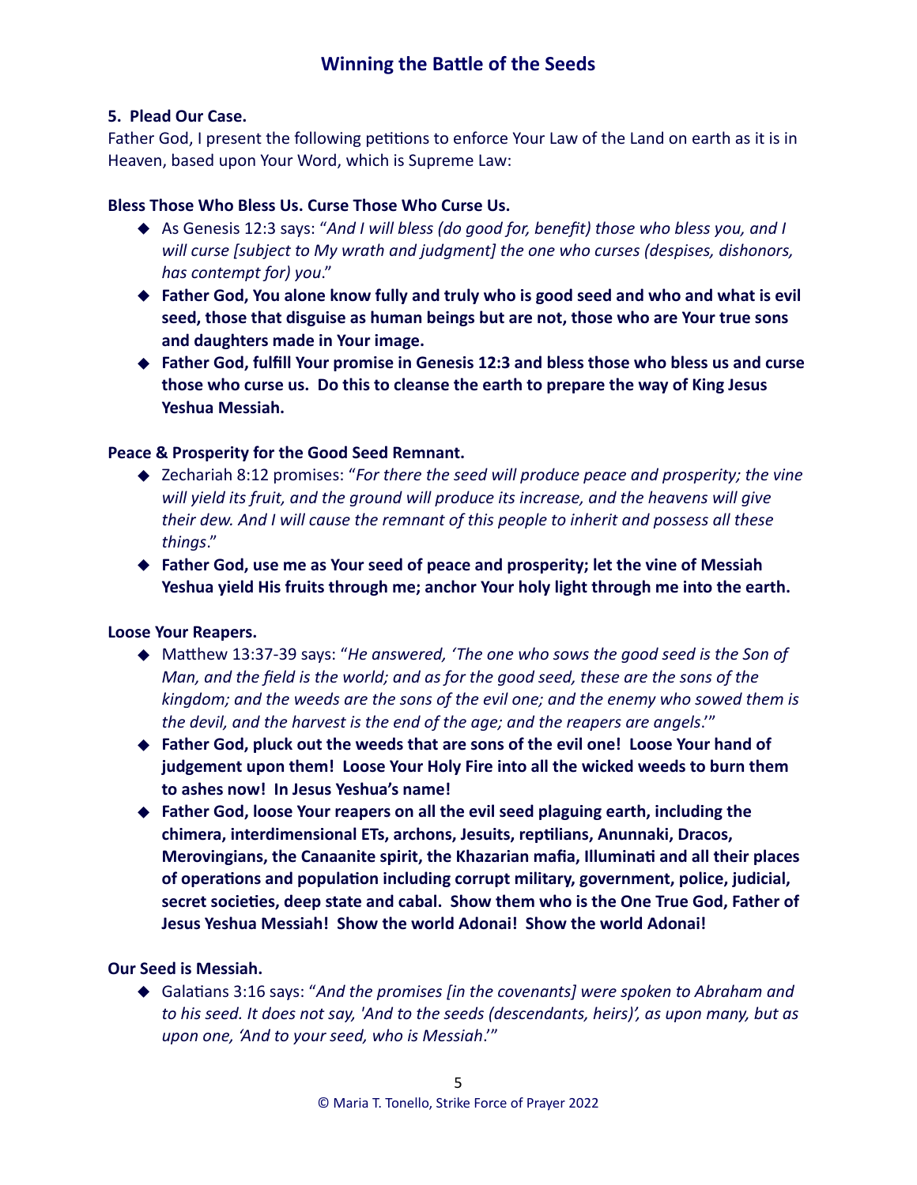## Winning the Battle of the Seeds

**5. Plead Our Case.**

Father God, I present the following petitions to enforce Your Law of the Land on earth as it is in Heaven, based upon Your Word, which is Supreme Law:

**Bless Those Who Bless Us. Curse Those Who Curse Us.**

- As Genesis 12:3 says: "*And I will bless (do good for, benefit) those who bless you, and I will curse [subject to My wrath and judgment] the one who curses (despises, dishonors, has contempt for) you*."
- **Father God, You alone know fully and truly who is good seed and who and what is evil seed, those that disguise as human beings but are not, those who are Your true sons and daughters made in Your image.**
- **Father God, fulfill Your promise in Genesis 12:3 and bless those who bless us and curse those who curse us. Do this to cleanse the earth to prepare the way of King Jesus Yeshua Messiah.**

**Peace & Prosperity for the Good Seed Remnant.**

- Zechariah 8:12 promises: "*For there the seed will produce peace and prosperity; the vine will yield its fruit, and the ground will produce its increase, and the heavens will give their dew. And I will cause the remnant of this people to inherit and possess all these things*."
- **Father God, use me as Your seed of peace and prosperity; let the vine of Messiah Yeshua yield His fruits through me; anchor Your holy light through me into the earth.**

**Loose Your Reapers.**

- Matthew 13:37-39 says: "*He answered, 'The one who sows the good seed is the Son of Man, and the field is the world; and as for the good seed, these are the sons of the kingdom; and the weeds are the sons of the evil one; and the enemy who sowed them is the devil, and the harvest is the end of the age; and the reapers are angels*.'"
- **Father God, pluck out the weeds that are sons of the evil one! Loose Your hand of judgement upon them! Loose Your Holy Fire into all the wicked weeds to burn them to ashes now! In Jesus Yeshua's name!**
- **Father God, loose Your reapers on all the evil seed plaguing earth, including the chimera, interdimensional ETs, archons, Jesuits, reptilians, Anunnaki, Dracos, Merovingians, the Canaanite spirit, the Khazarian mafia, Illuminati and all their places of operations and population including corrupt military, government, police, judicial, secret societies, deep state and cabal. Show them who is the One True God, Father of Jesus Yeshua Messiah! Show the world Adonai! Show the world Adonai!**

**Our Seed is Messiah.**

- Galatians 3:16 says: "*And the promises [in the covenants] were spoken to Abraham and to his seed. It does not say, 'And to the seeds (descendants, heirs)', as upon many, but as upon one, 'And to your seed, who is Messiah*.'"

© Maria T. Tonello, Strike Force of Prayer 2022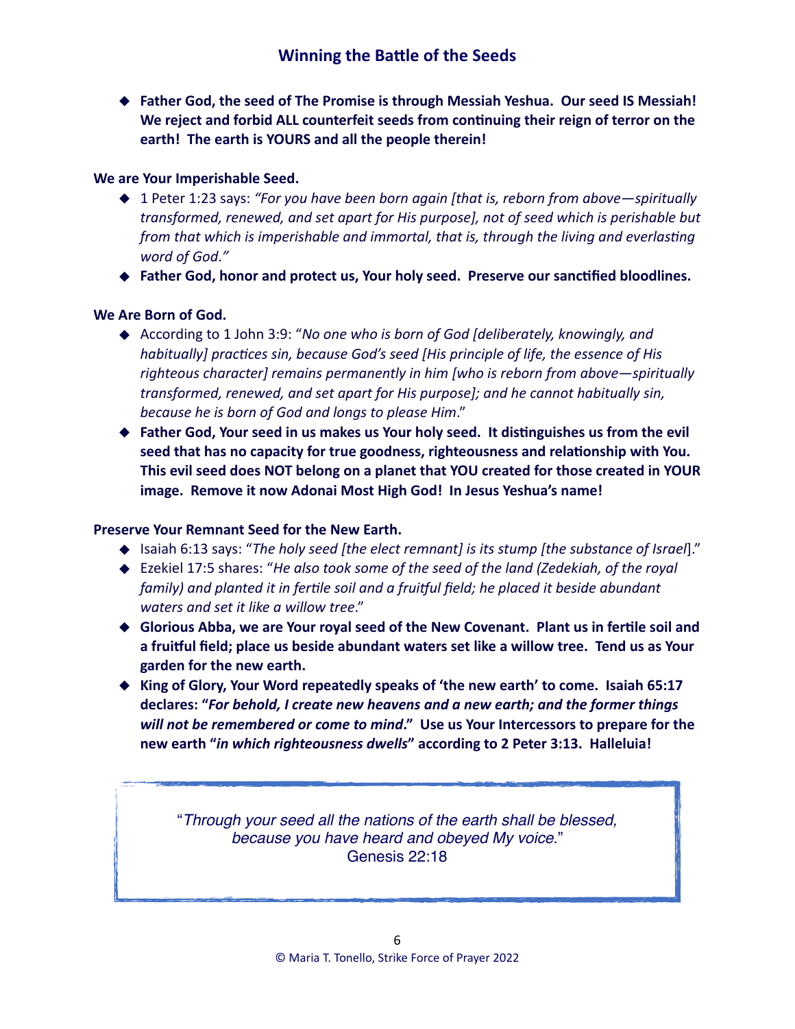- **Father God, the seed of The Promise is through Messiah Yeshua. Our seed IS Messiah! We reject and forbid ALL counterfeit seeds from continuing their reign of terror on the earth! The earth is YOURS and all the people therein!**

**We are Your Imperishable Seed.**

- 1 Peter 1:23 says: *"For you have been born again [that is, reborn from above—spiritually transformed, renewed, and set apart for His purpose], not of seed which is perishable but from that which is imperishable and immortal, that is, through the living and everlasting word of God."*
- **Father God, honor and protect us, Your holy seed. Preserve our sanctified bloodlines.**

**We Are Born of God.**

- According to 1 John 3:9: "*No one who is born of God [deliberately, knowingly, and habitually] practices sin, because God's seed [His principle of life, the essence of His righteous character] remains permanently in him [who is reborn from above—spiritually transformed, renewed, and set apart for His purpose]; and he cannot habitually sin, because he is born of God and longs to please Him*."
- **Father God, Your seed in us makes us Your holy seed. It distinguishes us from the evil seed that has no capacity for true goodness, righteousness and relationship with You. This evil seed does NOT belong on a planet that YOU created for those created in YOUR image. Remove it now Adonai Most High God! In Jesus Yeshua's name!**

**Preserve Your Remnant Seed for the New Earth.**

- Isaiah 6:13 says: "*The holy seed [the elect remnant] is its stump [the substance of Israel*]."
- Ezekiel 17:5 shares: "*He also took some of the seed of the land (Zedekiah, of the royal family) and planted it in fertile soil and a fruitful field; he placed it beside abundant waters and set it like a willow tree*."
- **Glorious Abba, we are Your royal seed of the New Covenant. Plant us in fertile soil and a fruitful field; place us beside abundant waters set like a willow tree. Tend us as Your garden for the new earth.**
- **King of Glory, Your Word repeatedly speaks of 'the new earth' to come. Isaiah 65:17 declares: "*For behold, I create new heavens and a new earth; and the former things will not be remembered or come to mind*." Use us Your Intercessors to prepare for the new earth "*in which righteousness dwells*" according to 2 Peter 3:13. Halleluia!**

"*Through your seed all the nations of the earth shall be blessed, because you have heard and obeyed My voice*."
Genesis 22:18

© Maria T. Tonello, Strike Force of Prayer 2022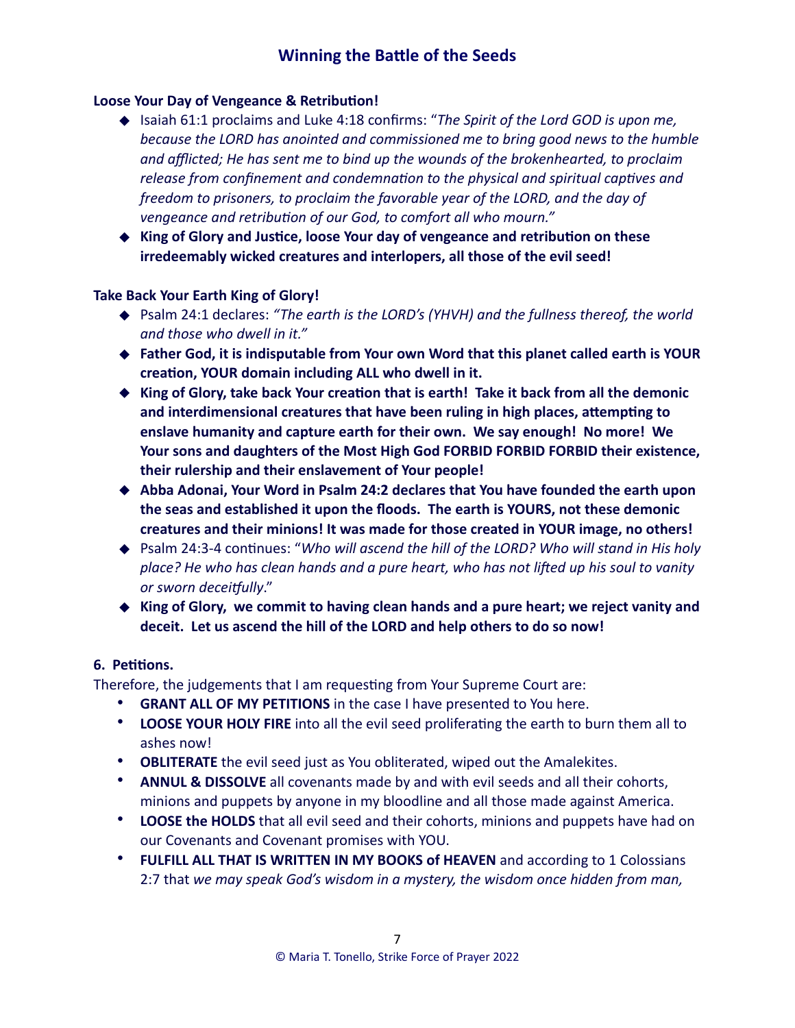**Loose Your Day of Vengeance & Retribution!**

- Isaiah 61:1 proclaims and Luke 4:18 confirms: "*The Spirit of the Lord GOD is upon me, because the LORD has anointed and commissioned me to bring good news to the humble and afflicted; He has sent me to bind up the wounds of the brokenhearted, to proclaim release from confinement and condemnation to the physical and spiritual captives and freedom to prisoners, to proclaim the favorable year of the LORD, and the day of vengeance and retribution of our God, to comfort all who mourn.*"
- **King of Glory and Justice, loose Your day of vengeance and retribution on these irredeemably wicked creatures and interlopers, all those of the evil seed!**

**Take Back Your Earth King of Glory!**

- Psalm 24:1 declares: *"The earth is the LORD's (YHVH) and the fullness thereof, the world and those who dwell in it."*
- **Father God, it is indisputable from Your own Word that this planet called earth is YOUR creation, YOUR domain including ALL who dwell in it.**
- **King of Glory, take back Your creation that is earth! Take it back from all the demonic and interdimensional creatures that have been ruling in high places, attempting to enslave humanity and capture earth for their own. We say enough! No more! We Your sons and daughters of the Most High God FORBID FORBID FORBID their existence, their rulership and their enslavement of Your people!**
- **Abba Adonai, Your Word in Psalm 24:2 declares that You have founded the earth upon the seas and established it upon the floods. The earth is YOURS, not these demonic creatures and their minions! It was made for those created in YOUR image, no others!**
- Psalm 24:3-4 continues: "*Who will ascend the hill of the LORD? Who will stand in His holy place? He who has clean hands and a pure heart, who has not lifted up his soul to vanity or sworn deceitfully*."
- **King of Glory, we commit to having clean hands and a pure heart; we reject vanity and deceit. Let us ascend the hill of the LORD and help others to do so now!**

**6. Petitions.**

Therefore, the judgements that I am requesting from Your Supreme Court are:

- **GRANT ALL OF MY PETITIONS** in the case I have presented to You here.
- **LOOSE YOUR HOLY FIRE** into all the evil seed proliferating the earth to burn them all to ashes now!
- **OBLITERATE** the evil seed just as You obliterated, wiped out the Amalekites.
- **ANNUL & DISSOLVE** all covenants made by and with evil seeds and all their cohorts, minions and puppets by anyone in my bloodline and all those made against America.
- **LOOSE the HOLDS** that all evil seed and their cohorts, minions and puppets have had on our Covenants and Covenant promises with YOU.
- **FULFILL ALL THAT IS WRITTEN IN MY BOOKS of HEAVEN** and according to 1 Colossians 2:7 that *we may speak God's wisdom in a mystery, the wisdom once hidden from man,*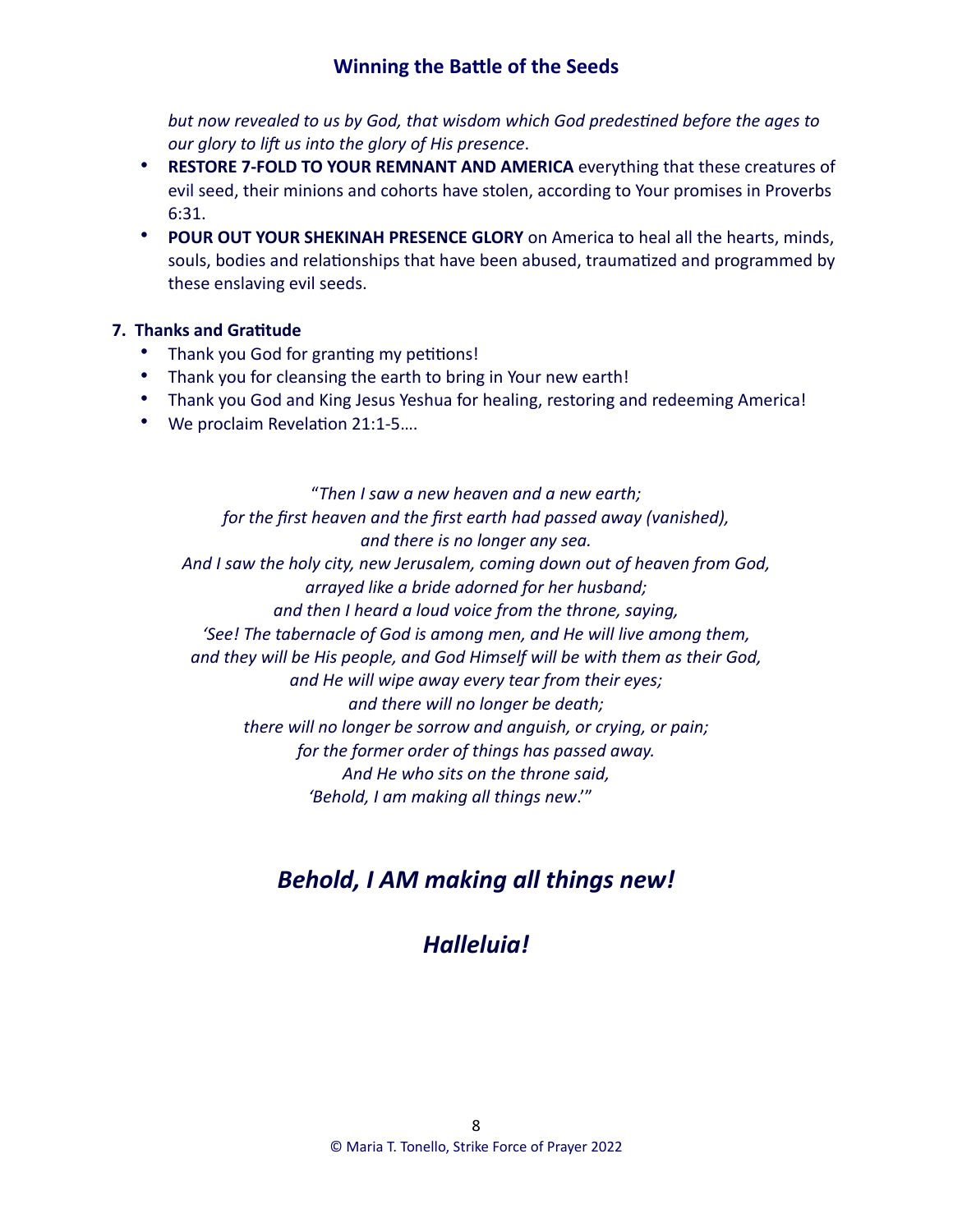*but now revealed to us by God, that wisdom which God predestined before the ages to our glory to lift us into the glory of His presence*.

- **RESTORE 7-FOLD TO YOUR REMNANT AND AMERICA** everything that these creatures of evil seed, their minions and cohorts have stolen, according to Your promises in Proverbs 6:31.
- **POUR OUT YOUR SHEKINAH PRESENCE GLORY** on America to heal all the hearts, minds, souls, bodies and relationships that have been abused, traumatized and programmed by these enslaving evil seeds.

**7. Thanks and Gratitude**

- Thank you God for granting my petitions!
- Thank you for cleansing the earth to bring in Your new earth!
- Thank you God and King Jesus Yeshua for healing, restoring and redeeming America!
- We proclaim Revelation 21:1-5….

"*Then I saw a new heaven and a new earth;*
*for the first heaven and the first earth had passed away (vanished),*
*and there is no longer any sea.*
*And I saw the holy city, new Jerusalem, coming down out of heaven from God,*
*arrayed like a bride adorned for her husband;*
*and then I heard a loud voice from the throne, saying,*
*'See! The tabernacle of God is among men, and He will live among them,*
*and they will be His people, and God Himself will be with them as their God,*
*and He will wipe away every tear from their eyes;*
*and there will no longer be death;*
*there will no longer be sorrow and anguish, or crying, or pain;*
*for the former order of things has passed away.*
*And He who sits on the throne said,*
*'Behold, I am making all things new*.'"

## *Behold, I AM making all things new!*

## *Halleluia!*

© Maria T. Tonello, Strike Force of Prayer 2022